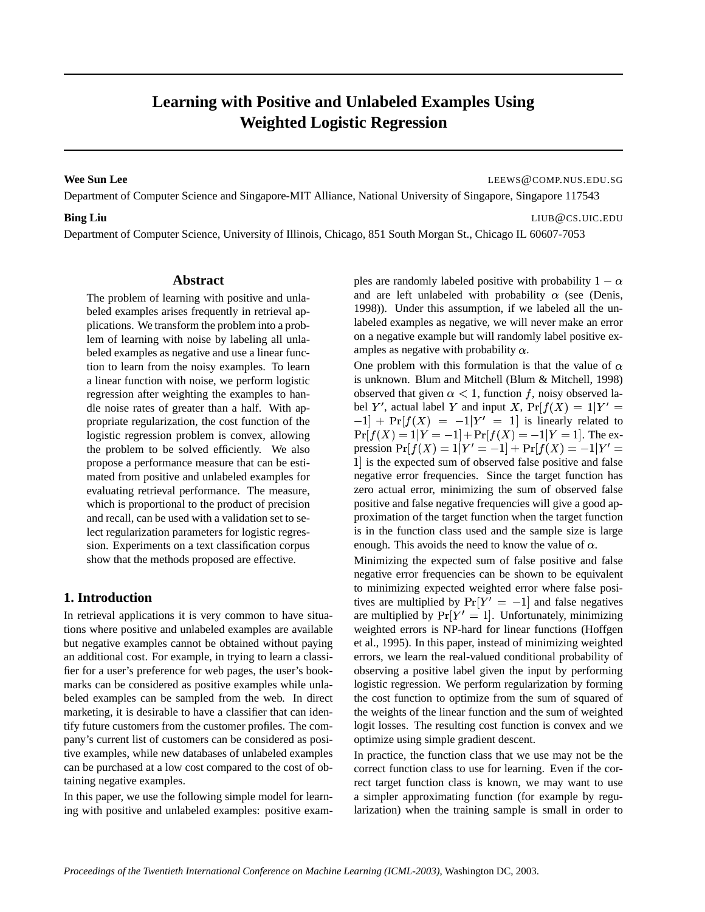# Learning with Positive and Unlabeled Examples Using Weighted Logistic Regression

**Wee Sun Lee** LEEWS@COMP.NUS.EDU.SG

Department of Computer Science and Singapore-MIT Alliance, National University of Singapore, Singapore 117543

**Bing Liu** LIUB@CS.UIC.EDU

Department of Computer Science, University of Illinois, Chicago, 851 South Morgan St., Chicago IL 60607-7053

## Abstract

The problem of learning with positive and unlabeled examples arises frequently in retrieval applications. We transform the problem into a problem of learning with noise by labeling all unlabeled examples as negative and use a linear function to learn from the noisy examples. To learn a linear function with noise, we perform logistic regression after weighting the examples to handle noise rates of greater than a half. With appropriate regularization, the cost function of the logistic regression problem is convex, allowing the problem to be solved efficiently. We also propose a performance measure that can be estimated from positive and unlabeled examples for evaluating retrieval performance. The measure, which is proportional to the product of precision and recall, can be used with a validation set to select regularization parameters for logistic regression. Experiments on a text classification corpus show that the methods proposed are effective.

## 1. Introduction

In retrieval applications it is very common to have situations where positive and unlabeled examples are available but negative examples cannot be obtained without paying an additional cost. For example, in trying to learn a classifier for a user's preference for web pages, the user's bookmarks can be considered as positive examples while unlabeled examples can be sampled from the web. In direct marketing, it is desirable to have a classifier that can identify future customers from the customer profiles. The company's current list of customers can be considered as positive examples, while new databases of unlabeled examples can be purchased at a low cost compared to the cost of obtaining negative examples.

In this paper, we use the following simple model for learning with positive and unlabeled examples: positive examples are randomly labeled positive with probability $1 - \alpha$ and are left unlabeled with probability $\alpha$ (see (Denis, 1998)). Under this assumption, if we labeled all the unlabeled examples as negative, we will never make an error on a negative example but will randomly label positive examples as negative with probability $\alpha$.

One problem with this formulation is that the value of $\alpha$ is unknown. Blum and Mitchell (Blum & Mitchell, 1998) observed that given $\alpha < 1$, function $f$, noisy observed label $Y'$, actual label $Y$ and input $X$, $\Pr[f(X) = 1|Y' = -1] + \Pr[f(X) = -1|Y' = 1]$ is linearly related to $\Pr[f(X) = 1|Y = -1] + \Pr[f(X) = -1|Y = 1]$. The expression $\Pr[f(X) = 1|Y' = -1] + \Pr[f(X) = -1|Y' = 1]$ is the expected sum of observed false positive and false negative error frequencies. Since the target function has zero actual error, minimizing the sum of observed false positive and false negative frequencies will give a good approximation of the target function when the target function is in the function class used and the sample size is large enough. This avoids the need to know the value of $\alpha$.

Minimizing the expected sum of false positive and false negative error frequencies can be shown to be equivalent to minimizing expected weighted error where false positives are multiplied by $\Pr[Y' = -1]$ and false negatives are multiplied by $\Pr[Y' = 1]$. Unfortunately, minimizing weighted errors is NP-hard for linear functions (Hoffgen et al., 1995). In this paper, instead of minimizing weighted errors, we learn the real-valued conditional probability of observing a positive label given the input by performing logistic regression. We perform regularization by forming the cost function to optimize from the sum of squared of the weights of the linear function and the sum of weighted logit losses. The resulting cost function is convex and we optimize using simple gradient descent.

In practice, the function class that we use may not be the correct function class to use for learning. Even if the correct target function class is known, we may want to use a simpler approximating function (for example by regularization) when the training sample is small in order to

*Proceedings of the Twentieth International Conference on Machine Learning (ICML-2003)*, Washington DC, 2003.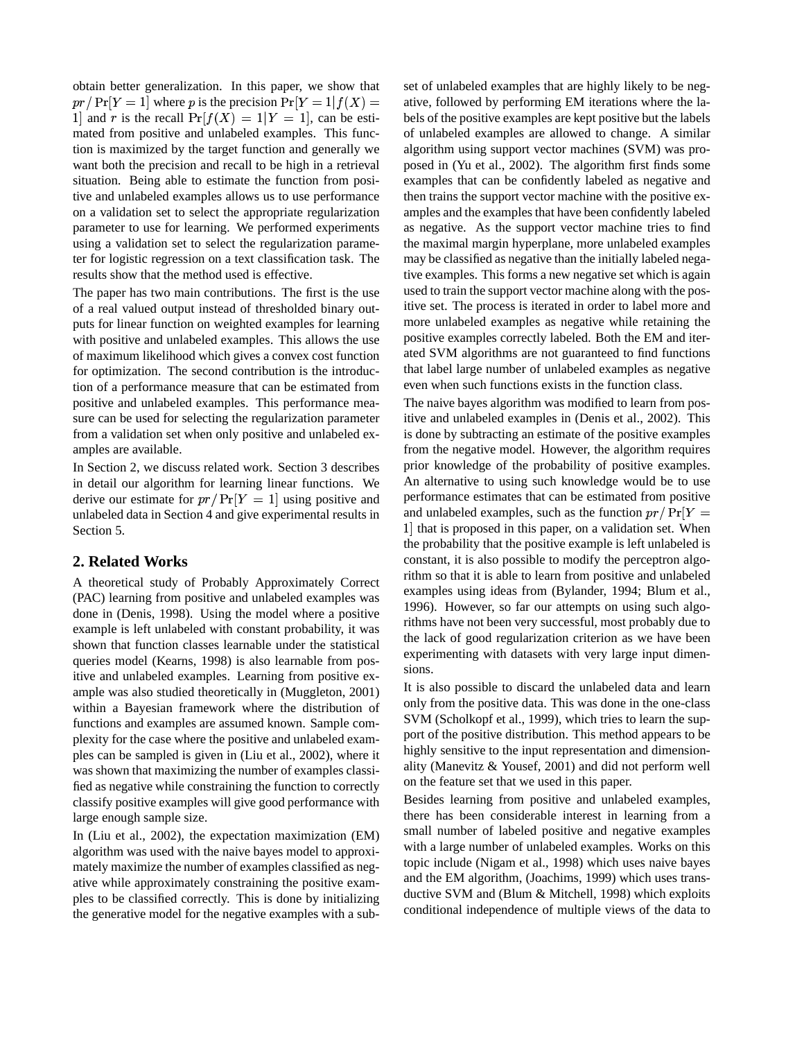obtain better generalization. In this paper, we show that $pr / \Pr[Y = 1]$ where $p$ is the precision $\Pr[Y = 1 | f(X) = 1]$ and $r$ is the recall $\Pr[f(X) = 1 | Y = 1]$, can be estimated from positive and unlabeled examples. This function is maximized by the target function and generally we want both the precision and recall to be high in a retrieval situation. Being able to estimate the function from positive and unlabeled examples allows us to use performance on a validation set to select the appropriate regularization parameter to use for learning. We performed experiments using a validation set to select the regularization parameter for logistic regression on a text classification task. The results show that the method used is effective.

The paper has two main contributions. The first is the use of a real valued output instead of thresholded binary outputs for linear function on weighted examples for learning with positive and unlabeled examples. This allows the use of maximum likelihood which gives a convex cost function for optimization. The second contribution is the introduction of a performance measure that can be estimated from positive and unlabeled examples. This performance measure can be used for selecting the regularization parameter from a validation set when only positive and unlabeled examples are available.

In Section 2, we discuss related work. Section 3 describes in detail our algorithm for learning linear functions. We derive our estimate for $pr / \Pr[Y = 1]$ using positive and unlabeled data in Section 4 and give experimental results in Section 5.

## 2. Related Works

A theoretical study of Probably Approximately Correct (PAC) learning from positive and unlabeled examples was done in (Denis, 1998). Using the model where a positive example is left unlabeled with constant probability, it was shown that function classes learnable under the statistical queries model (Kearns, 1998) is also learnable from positive and unlabeled examples. Learning from positive example was also studied theoretically in (Muggleton, 2001) within a Bayesian framework where the distribution of functions and examples are assumed known. Sample complexity for the case where the positive and unlabeled examples can be sampled is given in (Liu et al., 2002), where it was shown that maximizing the number of examples classified as negative while constraining the function to correctly classify positive examples will give good performance with large enough sample size.

In (Liu et al., 2002), the expectation maximization (EM) algorithm was used with the naive bayes model to approximately maximize the number of examples classified as negative while approximately constraining the positive examples to be classified correctly. This is done by initializing the generative model for the negative examples with a subset of unlabeled examples that are highly likely to be negative, followed by performing EM iterations where the labels of the positive examples are kept positive but the labels of unlabeled examples are allowed to change. A similar algorithm using support vector machines (SVM) was proposed in (Yu et al., 2002). The algorithm first finds some examples that can be confidently labeled as negative and then trains the support vector machine with the positive examples and the examples that have been confidently labeled as negative. As the support vector machine tries to find the maximal margin hyperplane, more unlabeled examples may be classified as negative than the initially labeled negative examples. This forms a new negative set which is again used to train the support vector machine along with the positive set. The process is iterated in order to label more and more unlabeled examples as negative while retaining the positive examples correctly labeled. Both the EM and iterated SVM algorithms are not guaranteed to find functions that label large number of unlabeled examples as negative even when such functions exists in the function class.

The naive bayes algorithm was modified to learn from positive and unlabeled examples in (Denis et al., 2002). This is done by subtracting an estimate of the positive examples from the negative model. However, the algorithm requires prior knowledge of the probability of positive examples. An alternative to using such knowledge would be to use performance estimates that can be estimated from positive and unlabeled examples, such as the function $pr / \Pr[Y = 1]$ that is proposed in this paper, on a validation set. When the probability that the positive example is left unlabeled is constant, it is also possible to modify the perceptron algorithm so that it is able to learn from positive and unlabeled examples using ideas from (Bylander, 1994; Blum et al., 1996). However, so far our attempts on using such algorithms have not been very successful, most probably due to the lack of good regularization criterion as we have been experimenting with datasets with very large input dimensions.

It is also possible to discard the unlabeled data and learn only from the positive data. This was done in the one-class SVM (Scholkopf et al., 1999), which tries to learn the support of the positive distribution. This method appears to be highly sensitive to the input representation and dimensionality (Manevitz & Yousef, 2001) and did not perform well on the feature set that we used in this paper.

Besides learning from positive and unlabeled examples, there has been considerable interest in learning from a small number of labeled positive and negative examples with a large number of unlabeled examples. Works on this topic include (Nigam et al., 1998) which uses naive bayes and the EM algorithm, (Joachims, 1999) which uses transductive SVM and (Blum & Mitchell, 1998) which exploits conditional independence of multiple views of the data to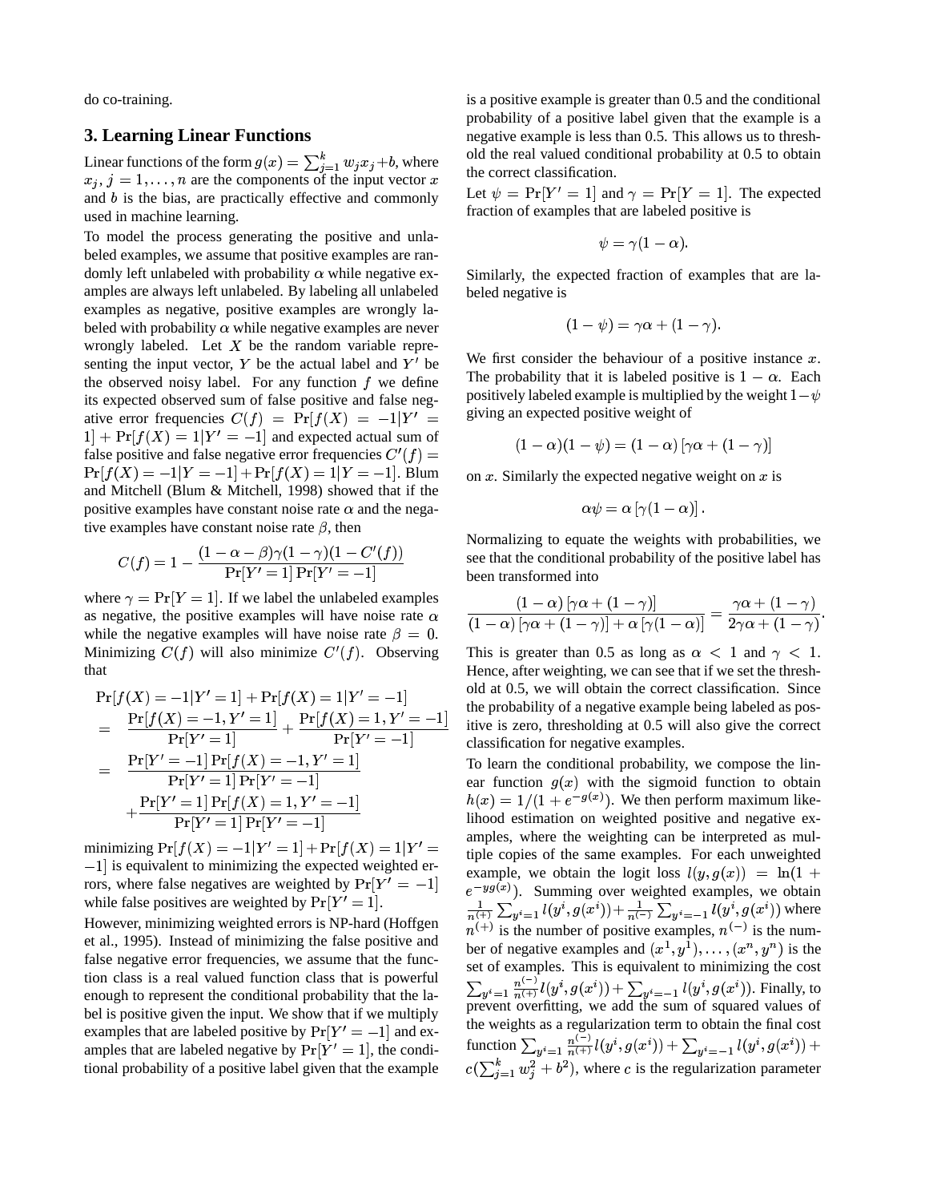do co-training.

## 3. Learning Linear Functions

Linear functions of the form $g(x) = \sum_{j=1}^{k} w_j x_j + b$, where $x_j, j = 1, \ldots, n$ are the components of the input vector $x$ and $b$ is the bias, are practically effective and commonly used in machine learning.

To model the process generating the positive and unlabeled examples, we assume that positive examples are randomly left unlabeled with probability $\alpha$ while negative examples are always left unlabeled. By labeling all unlabeled examples as negative, positive examples are wrongly labeled with probability $\alpha$ while negative examples are never wrongly labeled. Let $X$ be the random variable representing the input vector, $Y$ be the actual label and $Y'$ be the observed noisy label. For any function $f$ we define its expected observed sum of false positive and false negative error frequencies $C(f) = \Pr[f(X) = -1|Y' = 1] + \Pr[f(X) = 1|Y' = -1]$ and expected actual sum of false positive and false negative error frequencies $C'(f) = \Pr[f(X) = -1|Y = -1] + \Pr[f(X) = 1|Y = -1]$. Blum and Mitchell (Blum & Mitchell, 1998) showed that if the positive examples have constant noise rate $\alpha$ and the negative examples have constant noise rate $\beta$, then

$$C(f) = 1 - \frac{(1 - \alpha - \beta)\gamma(1-\gamma)(1 - C'(f))}{\Pr[Y' = 1]\Pr[Y' = -1]}$$

where $\gamma = \Pr[Y = 1]$. If we label the unlabeled examples as negative, the positive examples will have noise rate $\alpha$ while the negative examples will have noise rate $\beta = 0$. Minimizing $C(f)$ will also minimize $C'(f)$. Observing that

$$\begin{aligned}
&\Pr[f(X) = -1|Y' = 1] + \Pr[f(X) = 1|Y' = -1] \\
&= \frac{\Pr[f(X) = -1, Y' = 1]}{\Pr[Y' = 1]} + \frac{\Pr[f(X) = 1, Y' = -1]}{\Pr[Y' = -1]} \\
&= \frac{\Pr[Y' = -1]\Pr[f(X) = -1, Y' = 1]}{\Pr[Y' = 1]\Pr[Y' = -1]} \\
&\quad + \frac{\Pr[Y' = 1]\Pr[f(X) = 1, Y' = -1]}{\Pr[Y' = 1]\Pr[Y' = -1]}
\end{aligned}$$

minimizing $\Pr[f(X) = -1|Y' = 1] + \Pr[f(X) = 1|Y' = -1]$ is equivalent to minimizing the expected weighted errors, where false negatives are weighted by $\Pr[Y' = -1]$ while false positives are weighted by $\Pr[Y' = 1]$.

However, minimizing weighted errors is NP-hard (Hoffgen et al., 1995). Instead of minimizing the false positive and false negative error frequencies, we assume that the function class is a real valued function class that is powerful enough to represent the conditional probability that the label is positive given the input. We show that if we multiply examples that are labeled positive by $\Pr[Y' = -1]$ and examples that are labeled negative by $\Pr[Y' = 1]$, the conditional probability of a positive label given that the example is a positive example is greater than 0.5 and the conditional probability of a positive label given that the example is a negative example is less than 0.5. This allows us to threshold the real valued conditional probability at 0.5 to obtain the correct classification.

Let $\psi = \Pr[Y' = 1]$ and $\gamma = \Pr[Y = 1]$. The expected fraction of examples that are labeled positive is

$$\psi = \gamma(1 - \alpha).$$

Similarly, the expected fraction of examples that are labeled negative is

$$(1 - \psi) = \gamma\alpha + (1 - \gamma).$$

We first consider the behaviour of a positive instance $x$. The probability that it is labeled positive is $1 - \alpha$. Each positively labeled example is multiplied by the weight $1 - \psi$ giving an expected positive weight of

$$(1 - \alpha)(1 - \psi) = (1 - \alpha)\left[\gamma\alpha + (1 - \gamma)\right]$$

on $x$. Similarly the expected negative weight on $x$ is

$$\alpha\psi = \alpha\left[\gamma(1 - \alpha)\right].$$

Normalizing to equate the weights with probabilities, we see that the conditional probability of the positive label has been transformed into

$$\frac{(1 - \alpha)\left[\gamma\alpha + (1 - \gamma)\right]}{(1 - \alpha)\left[\gamma\alpha + (1 - \gamma)\right] + \alpha\left[\gamma(1 - \alpha)\right]} = \frac{\gamma\alpha + (1 - \gamma)}{2\gamma\alpha + (1 - \gamma)}.$$

This is greater than 0.5 as long as $\alpha < 1$ and $\gamma < 1$. Hence, after weighting, we can see that if we set the threshold at 0.5, we will obtain the correct classification. Since the probability of a negative example being labeled as positive is zero, thresholding at 0.5 will also give the correct classification for negative examples.

To learn the conditional probability, we compose the linear function $g(x)$ with the sigmoid function to obtain $h(x) = 1/(1 + e^{-g(x)})$. We then perform maximum likelihood estimation on weighted positive and negative examples, where the weighting can be interpreted as multiple copies of the same examples. For each unweighted example, we obtain the logit loss $l(y, g(x)) = \ln(1 + e^{-yg(x)})$. Summing over weighted examples, we obtain $\frac{1}{n^{(+)}}\sum_{y^i=1} l(y^i, g(x^i)) + \frac{1}{n^{(-)}}\sum_{y^i=-1} l(y^i, g(x^i))$ where $n^{(+)}$ is the number of positive examples, $n^{(-)}$ is the number of negative examples and $(x^1, y^1), \ldots, (x^n, y^n)$ is the set of examples. This is equivalent to minimizing the cost $\sum_{y^i=1} \frac{n^{(-)}}{n^{(+)}} l(y^i, g(x^i)) + \sum_{y^i=-1} l(y^i, g(x^i))$. Finally, to prevent overfitting, we add the sum of squared values of the weights as a regularization term to obtain the final cost function $\sum_{y^i=1} \frac{n^{(-)}}{n^{(+)}} l(y^i, g(x^i)) + \sum_{y^i=-1} l(y^i, g(x^i)) + c(\sum_{j=1}^{k} w_j^2 + b^2)$, where $c$ is the regularization parameter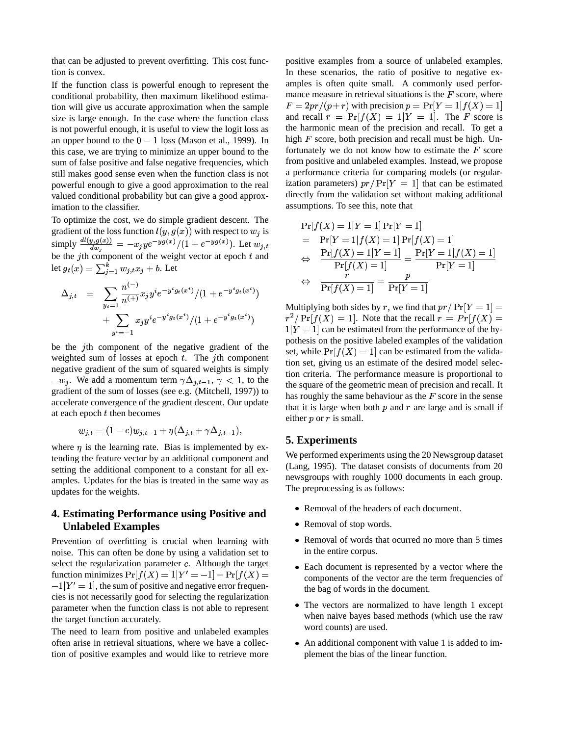that can be adjusted to prevent overfitting. This cost function is convex.

If the function class is powerful enough to represent the conditional probability, then maximum likelihood estimation will give us accurate approximation when the sample size is large enough. In the case where the function class is not powerful enough, it is useful to view the logit loss as an upper bound to the $0-1$ loss (Mason et al., 1999). In this case, we are trying to minimize an upper bound to the sum of false positive and false negative frequencies, which still makes good sense even when the function class is not powerful enough to give a good approximation to the real valued conditional probability but can give a good approximation to the classifier.

To optimize the cost, we do simple gradient descent. The gradient of the loss function $l(y, g(x))$ with respect to $w_j$ is simply $\frac{dl(y,g(x))}{dw_j} = -x_j y e^{-yg(x)}/(1+e^{-yg(x)})$. Let $w_{j,t}$ be the $j$th component of the weight vector at epoch $t$ and let $g_t(x) = \sum_{j=1}^{k} w_{j,t} x_j + b$. Let

$$
\begin{aligned}
\Delta_{j,t} &= \sum_{y_i=1} \frac{n^{(-)}}{n^{(+)}} x_j y^i e^{-y^i g_t(x^i)}/(1+e^{-y^i g_t(x^i)}) \\
&\quad + \sum_{y^i=-1} x_j y^i e^{-y^i g_t(x^i)}/(1+e^{-y^i g_t(x^i)})
\end{aligned}
$$

be the $j$th component of the negative gradient of the weighted sum of losses at epoch $t$. The $j$th component negative gradient of the sum of squared weights is simply $-w_j$. We add a momentum term $\gamma \Delta_{j,t-1}$, $\gamma < 1$, to the gradient of the sum of losses (see e.g. (Mitchell, 1997)) to accelerate convergence of the gradient descent. Our update at each epoch $t$ then becomes

$$
w_{j,t} = (1-c) w_{j,t-1} + \eta(\Delta_{j,t} + \gamma \Delta_{j,t-1}),
$$

where $\eta$ is the learning rate. Bias is implemented by extending the feature vector by an additional component and setting the additional component to a constant for all examples. Updates for the bias is treated in the same way as updates for the weights.

## 4. Estimating Performance using Positive and Unlabeled Examples

Prevention of overfitting is crucial when learning with noise. This can often be done by using a validation set to select the regularization parameter $c$. Although the target function minimizes $\Pr[f(X)=1|Y'=-1] + \Pr[f(X)=-1|Y'=1]$, the sum of positive and negative error frequencies is not necessarily good for selecting the regularization parameter when the function class is not able to represent the target function accurately.

The need to learn from positive and unlabeled examples often arise in retrieval situations, where we have a collection of positive examples and would like to retrieve more positive examples from a source of unlabeled examples. In these scenarios, the ratio of positive to negative examples is often quite small. A commonly used performance measure in retrieval situations is the $F$ score, where $F = 2pr/(p+r)$ with precision $p = \Pr[Y=1|f(X)=1]$ and recall $r = \Pr[f(X)=1|Y=1]$. The $F$ score is the harmonic mean of the precision and recall. To get a high $F$ score, both precision and recall must be high. Unfortunately we do not know how to estimate the $F$ score from positive and unlabeled examples. Instead, we propose a performance criteria for comparing models (or regularization parameters) $pr/\Pr[Y=1]$ that can be estimated directly from the validation set without making additional assumptions. To see this, note that

$$
\begin{aligned}
& \Pr[f(X)=1|Y=1]\Pr[Y=1] \\
= \;& \Pr[Y=1|f(X)=1]\Pr[f(X)=1] \\
\Leftrightarrow \;& \frac{\Pr[f(X)=1|Y=1]}{\Pr[f(X)=1]} = \frac{\Pr[Y=1|f(X)=1]}{\Pr[Y=1]} \\
\Leftrightarrow \;& \frac{r}{\Pr[f(X)=1]} = \frac{p}{\Pr[Y=1]}
\end{aligned}
$$

Multiplying both sides by $r$, we find that $pr/\Pr[Y=1] = r^2/\Pr[f(X)=1]$. Note that the recall $r = Pr[f(X) = 1|Y=1]$ can be estimated from the performance of the hypothesis on the positive labeled examples of the validation set, while $\Pr[f(X)=1]$ can be estimated from the validation set, giving us an estimate of the desired model selection criteria. The performance measure is proportional to the square of the geometric mean of precision and recall. It has roughly the same behaviour as the $F$ score in the sense that it is large when both $p$ and $r$ are large and is small if either $p$ or $r$ is small.

## 5. Experiments

We performed experiments using the 20 Newsgroup dataset (Lang, 1995). The dataset consists of documents from 20 newsgroups with roughly 1000 documents in each group. The preprocessing is as follows:

- Removal of the headers of each document.
- Removal of stop words.
- Removal of words that ocurred no more than 5 times in the entire corpus.
- Each document is represented by a vector where the components of the vector are the term frequencies of the bag of words in the document.
- The vectors are normalized to have length 1 except when naive bayes based methods (which use the raw word counts) are used.
- An additional component with value 1 is added to implement the bias of the linear function.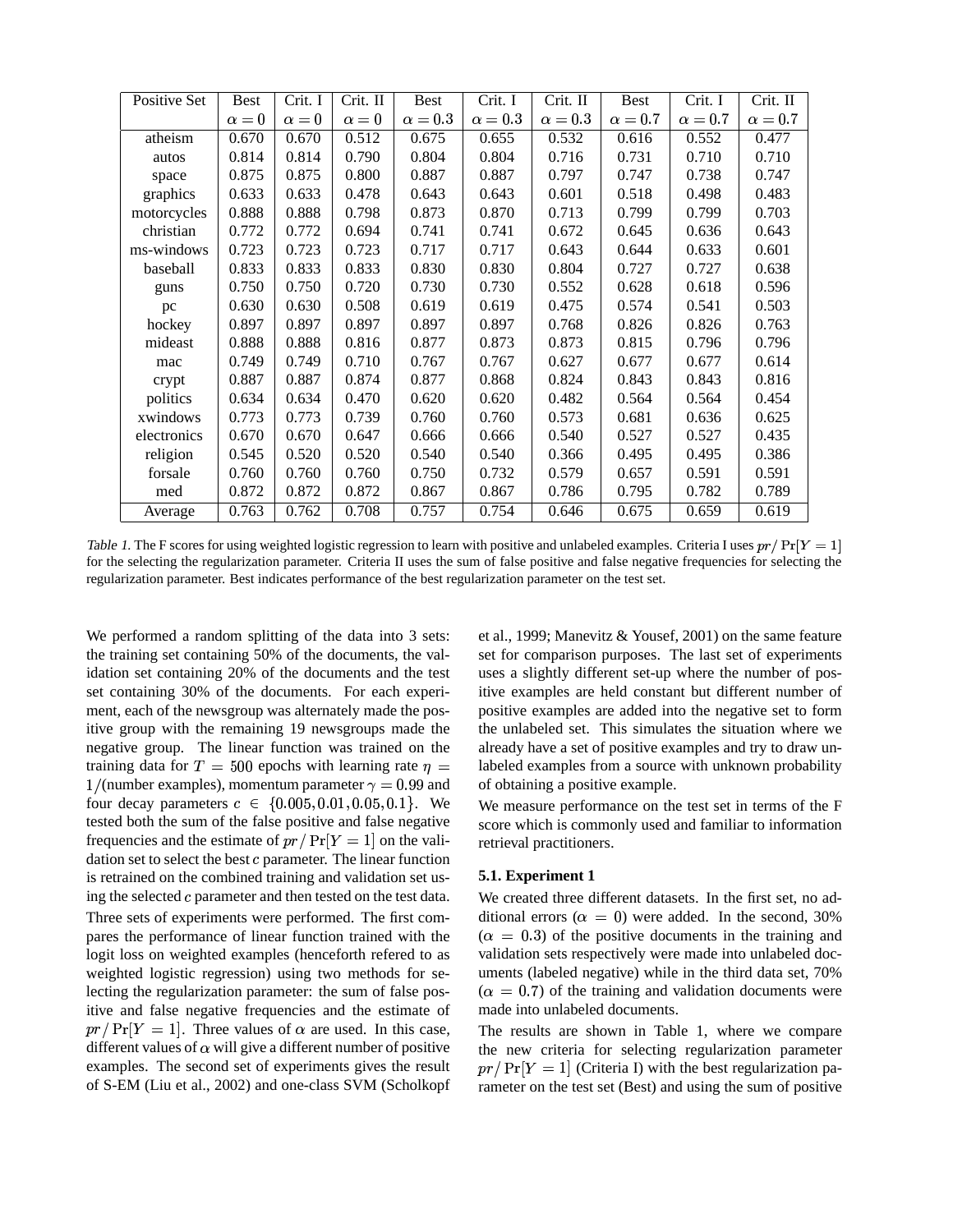| Positive Set | Best $\alpha = 0$ | Crit. I $\alpha = 0$ | Crit. II $\alpha = 0$ | Best $\alpha = 0.3$ | Crit. I $\alpha = 0.3$ | Crit. II $\alpha = 0.3$ | Best $\alpha = 0.7$ | Crit. I $\alpha = 0.7$ | Crit. II $\alpha = 0.7$ |
|---|---|---|---|---|---|---|---|---|---|
| atheism | 0.670 | 0.670 | 0.512 | 0.675 | 0.655 | 0.532 | 0.616 | 0.552 | 0.477 |
| autos | 0.814 | 0.814 | 0.790 | 0.804 | 0.804 | 0.716 | 0.731 | 0.710 | 0.710 |
| space | 0.875 | 0.875 | 0.800 | 0.887 | 0.887 | 0.797 | 0.747 | 0.738 | 0.747 |
| graphics | 0.633 | 0.633 | 0.478 | 0.643 | 0.643 | 0.601 | 0.518 | 0.498 | 0.483 |
| motorcycles | 0.888 | 0.888 | 0.798 | 0.873 | 0.870 | 0.713 | 0.799 | 0.799 | 0.703 |
| christian | 0.772 | 0.772 | 0.694 | 0.741 | 0.741 | 0.672 | 0.645 | 0.636 | 0.643 |
| ms-windows | 0.723 | 0.723 | 0.723 | 0.717 | 0.717 | 0.643 | 0.644 | 0.633 | 0.601 |
| baseball | 0.833 | 0.833 | 0.833 | 0.830 | 0.830 | 0.804 | 0.727 | 0.727 | 0.638 |
| guns | 0.750 | 0.750 | 0.720 | 0.730 | 0.730 | 0.552 | 0.628 | 0.618 | 0.596 |
| pc | 0.630 | 0.630 | 0.508 | 0.619 | 0.619 | 0.475 | 0.574 | 0.541 | 0.503 |
| hockey | 0.897 | 0.897 | 0.897 | 0.897 | 0.897 | 0.768 | 0.826 | 0.826 | 0.763 |
| mideast | 0.888 | 0.888 | 0.816 | 0.877 | 0.873 | 0.873 | 0.815 | 0.796 | 0.796 |
| mac | 0.749 | 0.749 | 0.710 | 0.767 | 0.767 | 0.627 | 0.677 | 0.677 | 0.614 |
| crypt | 0.887 | 0.887 | 0.874 | 0.877 | 0.868 | 0.824 | 0.843 | 0.843 | 0.816 |
| politics | 0.634 | 0.634 | 0.470 | 0.620 | 0.620 | 0.482 | 0.564 | 0.564 | 0.454 |
| xwindows | 0.773 | 0.773 | 0.739 | 0.760 | 0.760 | 0.573 | 0.681 | 0.636 | 0.625 |
| electronics | 0.670 | 0.670 | 0.647 | 0.666 | 0.666 | 0.540 | 0.527 | 0.527 | 0.435 |
| religion | 0.545 | 0.520 | 0.520 | 0.540 | 0.540 | 0.366 | 0.495 | 0.495 | 0.386 |
| forsale | 0.760 | 0.760 | 0.760 | 0.750 | 0.732 | 0.579 | 0.657 | 0.591 | 0.591 |
| med | 0.872 | 0.872 | 0.872 | 0.867 | 0.867 | 0.786 | 0.795 | 0.782 | 0.789 |
| Average | 0.763 | 0.762 | 0.708 | 0.757 | 0.754 | 0.646 | 0.675 | 0.659 | 0.619 |

*Table 1.* The F scores for using weighted logistic regression to learn with positive and unlabeled examples. Criteria I uses $pr / \Pr[Y = 1]$ for the selecting the regularization parameter. Criteria II uses the sum of false positive and false negative frequencies for selecting the regularization parameter. Best indicates performance of the best regularization parameter on the test set.

We performed a random splitting of the data into 3 sets: the training set containing 50% of the documents, the validation set containing 20% of the documents and the test set containing 30% of the documents. For each experiment, each of the newsgroup was alternately made the positive group with the remaining 19 newsgroups made the negative group. The linear function was trained on the training data for $T = 500$ epochs with learning rate $\eta = 1/$(number examples), momentum parameter $\gamma = 0.99$ and four decay parameters $c \in \{0.005, 0.01, 0.05, 0.1\}$. We tested both the sum of the false positive and false negative frequencies and the estimate of $pr / \Pr[Y = 1]$ on the validation set to select the best $c$ parameter. The linear function is retrained on the combined training and validation set using the selected $c$ parameter and then tested on the test data.

Three sets of experiments were performed. The first compares the performance of linear function trained with the logit loss on weighted examples (henceforth refered to as weighted logistic regression) using two methods for selecting the regularization parameter: the sum of false positive and false negative frequencies and the estimate of $pr / \Pr[Y = 1]$. Three values of $\alpha$ are used. In this case, different values of $\alpha$ will give a different number of positive examples. The second set of experiments gives the result of S-EM (Liu et al., 2002) and one-class SVM (Scholkopf et al., 1999; Manevitz & Yousef, 2001) on the same feature set for comparison purposes. The last set of experiments uses a slightly different set-up where the number of positive examples are held constant but different number of positive examples are added into the negative set to form the unlabeled set. This simulates the situation where we already have a set of positive examples and try to draw unlabeled examples from a source with unknown probability of obtaining a positive example.

We measure performance on the test set in terms of the F score which is commonly used and familiar to information retrieval practitioners.

### 5.1. Experiment 1

We created three different datasets. In the first set, no additional errors ($\alpha = 0$) were added. In the second, 30% ($\alpha = 0.3$) of the positive documents in the training and validation sets respectively were made into unlabeled documents (labeled negative) while in the third data set, 70% ($\alpha = 0.7$) of the training and validation documents were made into unlabeled documents.

The results are shown in Table 1, where we compare the new criteria for selecting regularization parameter $pr / \Pr[Y = 1]$ (Criteria I) with the best regularization parameter on the test set (Best) and using the sum of positive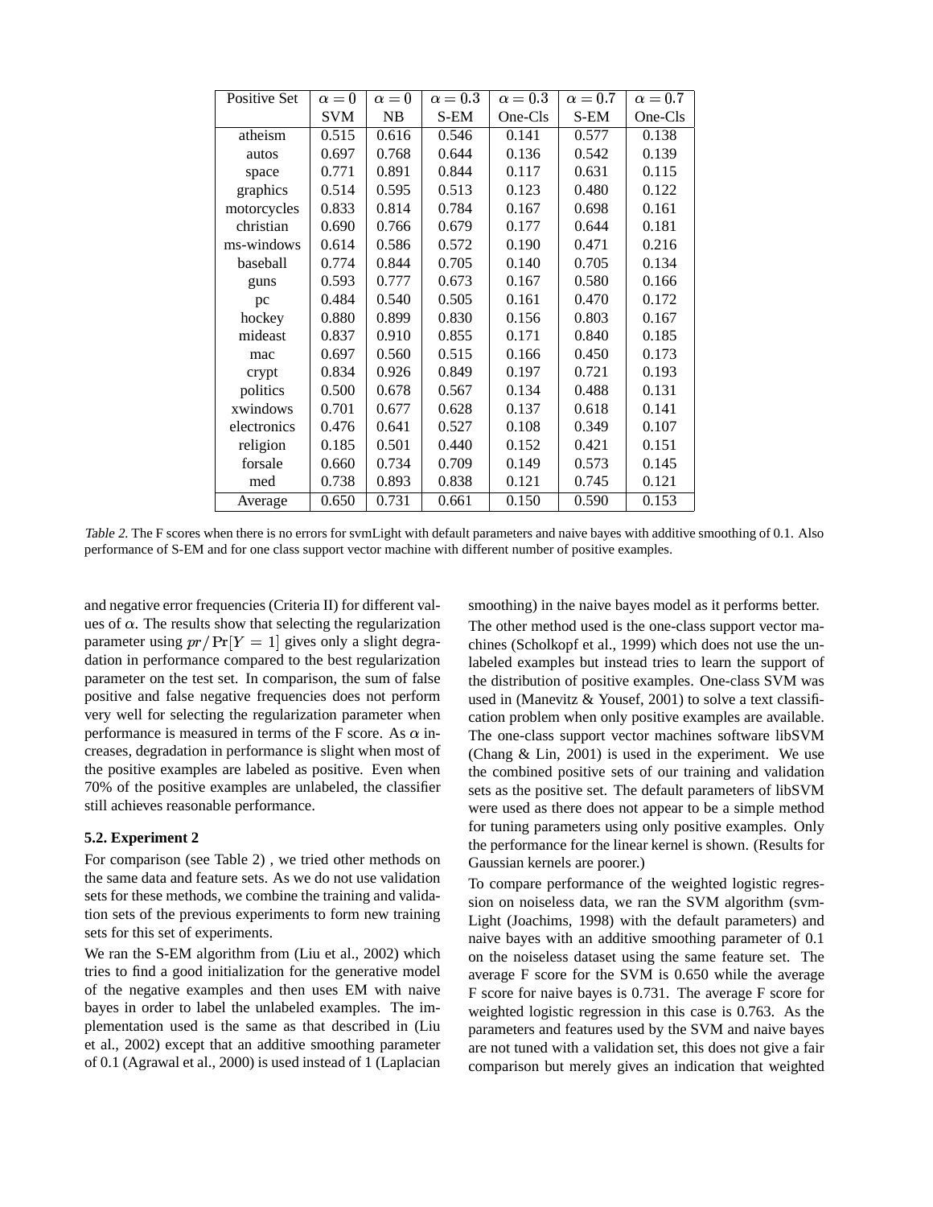| Positive Set | $\alpha = 0$ | $\alpha = 0$ | $\alpha = 0.3$ | $\alpha = 0.3$ | $\alpha = 0.7$ | $\alpha = 0.7$ |
|---|---|---|---|---|---|---|
| | SVM | NB | S-EM | One-Cls | S-EM | One-Cls |
| atheism | 0.515 | 0.616 | 0.546 | 0.141 | 0.577 | 0.138 |
| autos | 0.697 | 0.768 | 0.644 | 0.136 | 0.542 | 0.139 |
| space | 0.771 | 0.891 | 0.844 | 0.117 | 0.631 | 0.115 |
| graphics | 0.514 | 0.595 | 0.513 | 0.123 | 0.480 | 0.122 |
| motorcycles | 0.833 | 0.814 | 0.784 | 0.167 | 0.698 | 0.161 |
| christian | 0.690 | 0.766 | 0.679 | 0.177 | 0.644 | 0.181 |
| ms-windows | 0.614 | 0.586 | 0.572 | 0.190 | 0.471 | 0.216 |
| baseball | 0.774 | 0.844 | 0.705 | 0.140 | 0.705 | 0.134 |
| guns | 0.593 | 0.777 | 0.673 | 0.167 | 0.580 | 0.166 |
| pc | 0.484 | 0.540 | 0.505 | 0.161 | 0.470 | 0.172 |
| hockey | 0.880 | 0.899 | 0.830 | 0.156 | 0.803 | 0.167 |
| mideast | 0.837 | 0.910 | 0.855 | 0.171 | 0.840 | 0.185 |
| mac | 0.697 | 0.560 | 0.515 | 0.166 | 0.450 | 0.173 |
| crypt | 0.834 | 0.926 | 0.849 | 0.197 | 0.721 | 0.193 |
| politics | 0.500 | 0.678 | 0.567 | 0.134 | 0.488 | 0.131 |
| xwindows | 0.701 | 0.677 | 0.628 | 0.137 | 0.618 | 0.141 |
| electronics | 0.476 | 0.641 | 0.527 | 0.108 | 0.349 | 0.107 |
| religion | 0.185 | 0.501 | 0.440 | 0.152 | 0.421 | 0.151 |
| forsale | 0.660 | 0.734 | 0.709 | 0.149 | 0.573 | 0.145 |
| med | 0.738 | 0.893 | 0.838 | 0.121 | 0.745 | 0.121 |
| Average | 0.650 | 0.731 | 0.661 | 0.150 | 0.590 | 0.153 |

*Table 2.* The F scores when there is no errors for svmLight with default parameters and naive bayes with additive smoothing of 0.1. Also performance of S-EM and for one class support vector machine with different number of positive examples.

and negative error frequencies (Criteria II) for different values of $\alpha$. The results show that selecting the regularization parameter using $pr/\Pr[Y = 1]$ gives only a slight degradation in performance compared to the best regularization parameter on the test set. In comparison, the sum of false positive and false negative frequencies does not perform very well for selecting the regularization parameter when performance is measured in terms of the F score. As $\alpha$ increases, degradation in performance is slight when most of the positive examples are labeled as positive. Even when 70% of the positive examples are unlabeled, the classifier still achieves reasonable performance.

### 5.2. Experiment 2

For comparison (see Table 2) , we tried other methods on the same data and feature sets. As we do not use validation sets for these methods, we combine the training and validation sets of the previous experiments to form new training sets for this set of experiments.

We ran the S-EM algorithm from (Liu et al., 2002) which tries to find a good initialization for the generative model of the negative examples and then uses EM with naive bayes in order to label the unlabeled examples. The implementation used is the same as that described in (Liu et al., 2002) except that an additive smoothing parameter of 0.1 (Agrawal et al., 2000) is used instead of 1 (Laplacian smoothing) in the naive bayes model as it performs better.

The other method used is the one-class support vector machines (Scholkopf et al., 1999) which does not use the unlabeled examples but instead tries to learn the support of the distribution of positive examples. One-class SVM was used in (Manevitz & Yousef, 2001) to solve a text classification problem when only positive examples are available. The one-class support vector machines software libSVM (Chang & Lin, 2001) is used in the experiment. We use the combined positive sets of our training and validation sets as the positive set. The default parameters of libSVM were used as there does not appear to be a simple method for tuning parameters using only positive examples. Only the performance for the linear kernel is shown. (Results for Gaussian kernels are poorer.)

To compare performance of the weighted logistic regression on noiseless data, we ran the SVM algorithm (svmLight (Joachims, 1998) with the default parameters) and naive bayes with an additive smoothing parameter of 0.1 on the noiseless dataset using the same feature set. The average F score for the SVM is 0.650 while the average F score for naive bayes is 0.731. The average F score for weighted logistic regression in this case is 0.763. As the parameters and features used by the SVM and naive bayes are not tuned with a validation set, this does not give a fair comparison but merely gives an indication that weighted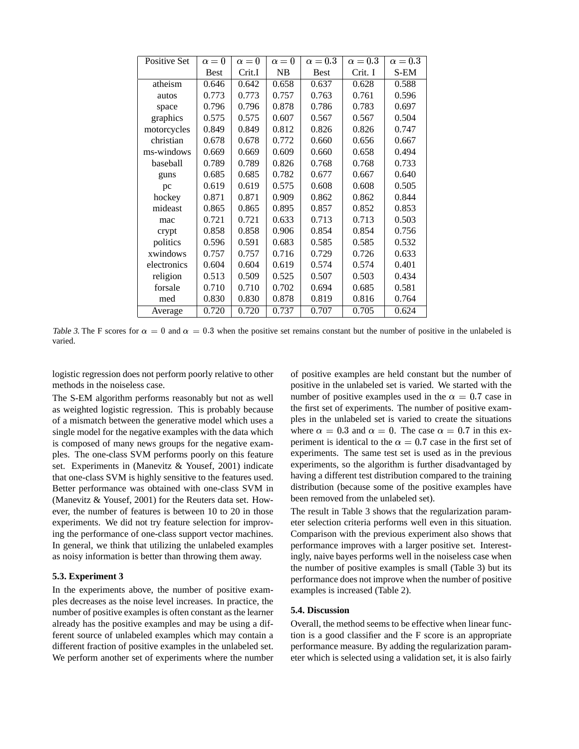| Positive Set | $\alpha = 0$ Best | $\alpha = 0$ Crit.I | $\alpha = 0$ NB | $\alpha = 0.3$ Best | $\alpha = 0.3$ Crit. I | $\alpha = 0.3$ S-EM |
|---|---|---|---|---|---|---|
| atheism | 0.646 | 0.642 | 0.658 | 0.637 | 0.628 | 0.588 |
| autos | 0.773 | 0.773 | 0.757 | 0.763 | 0.761 | 0.596 |
| space | 0.796 | 0.796 | 0.878 | 0.786 | 0.783 | 0.697 |
| graphics | 0.575 | 0.575 | 0.607 | 0.567 | 0.567 | 0.504 |
| motorcycles | 0.849 | 0.849 | 0.812 | 0.826 | 0.826 | 0.747 |
| christian | 0.678 | 0.678 | 0.772 | 0.660 | 0.656 | 0.667 |
| ms-windows | 0.669 | 0.669 | 0.609 | 0.660 | 0.658 | 0.494 |
| baseball | 0.789 | 0.789 | 0.826 | 0.768 | 0.768 | 0.733 |
| guns | 0.685 | 0.685 | 0.782 | 0.677 | 0.667 | 0.640 |
| pc | 0.619 | 0.619 | 0.575 | 0.608 | 0.608 | 0.505 |
| hockey | 0.871 | 0.871 | 0.909 | 0.862 | 0.862 | 0.844 |
| mideast | 0.865 | 0.865 | 0.895 | 0.857 | 0.852 | 0.853 |
| mac | 0.721 | 0.721 | 0.633 | 0.713 | 0.713 | 0.503 |
| crypt | 0.858 | 0.858 | 0.906 | 0.854 | 0.854 | 0.756 |
| politics | 0.596 | 0.591 | 0.683 | 0.585 | 0.585 | 0.532 |
| xwindows | 0.757 | 0.757 | 0.716 | 0.729 | 0.726 | 0.633 |
| electronics | 0.604 | 0.604 | 0.619 | 0.574 | 0.574 | 0.401 |
| religion | 0.513 | 0.509 | 0.525 | 0.507 | 0.503 | 0.434 |
| forsale | 0.710 | 0.710 | 0.702 | 0.694 | 0.685 | 0.581 |
| med | 0.830 | 0.830 | 0.878 | 0.819 | 0.816 | 0.764 |
| Average | 0.720 | 0.720 | 0.737 | 0.707 | 0.705 | 0.624 |

*Table 3.* The F scores for $\alpha = 0$ and $\alpha = 0.3$ when the positive set remains constant but the number of positive in the unlabeled is varied.

logistic regression does not perform poorly relative to other methods in the noiseless case.

The S-EM algorithm performs reasonably but not as well as weighted logistic regression. This is probably because of a mismatch between the generative model which uses a single model for the negative examples with the data which is composed of many news groups for the negative examples. The one-class SVM performs poorly on this feature set. Experiments in (Manevitz & Yousef, 2001) indicate that one-class SVM is highly sensitive to the features used. Better performance was obtained with one-class SVM in (Manevitz & Yousef, 2001) for the Reuters data set. However, the number of features is between 10 to 20 in those experiments. We did not try feature selection for improving the performance of one-class support vector machines. In general, we think that utilizing the unlabeled examples as noisy information is better than throwing them away.

### 5.3. Experiment 3

In the experiments above, the number of positive examples decreases as the noise level increases. In practice, the number of positive examples is often constant as the learner already has the positive examples and may be using a different source of unlabeled examples which may contain a different fraction of positive examples in the unlabeled set. We perform another set of experiments where the number of positive examples are held constant but the number of positive in the unlabeled set is varied. We started with the number of positive examples used in the $\alpha = 0.7$ case in the first set of experiments. The number of positive examples in the unlabeled set is varied to create the situations where $\alpha = 0.3$ and $\alpha = 0$. The case $\alpha = 0.7$ in this experiment is identical to the $\alpha = 0.7$ case in the first set of experiments. The same test set is used as in the previous experiments, so the algorithm is further disadvantaged by having a different test distribution compared to the training distribution (because some of the positive examples have been removed from the unlabeled set).

The result in Table 3 shows that the regularization parameter selection criteria performs well even in this situation. Comparison with the previous experiment also shows that performance improves with a larger positive set. Interestingly, naive bayes performs well in the noiseless case when the number of positive examples is small (Table 3) but its performance does not improve when the number of positive examples is increased (Table 2).

### 5.4. Discussion

Overall, the method seems to be effective when linear function is a good classifier and the F score is an appropriate performance measure. By adding the regularization parameter which is selected using a validation set, it is also fairly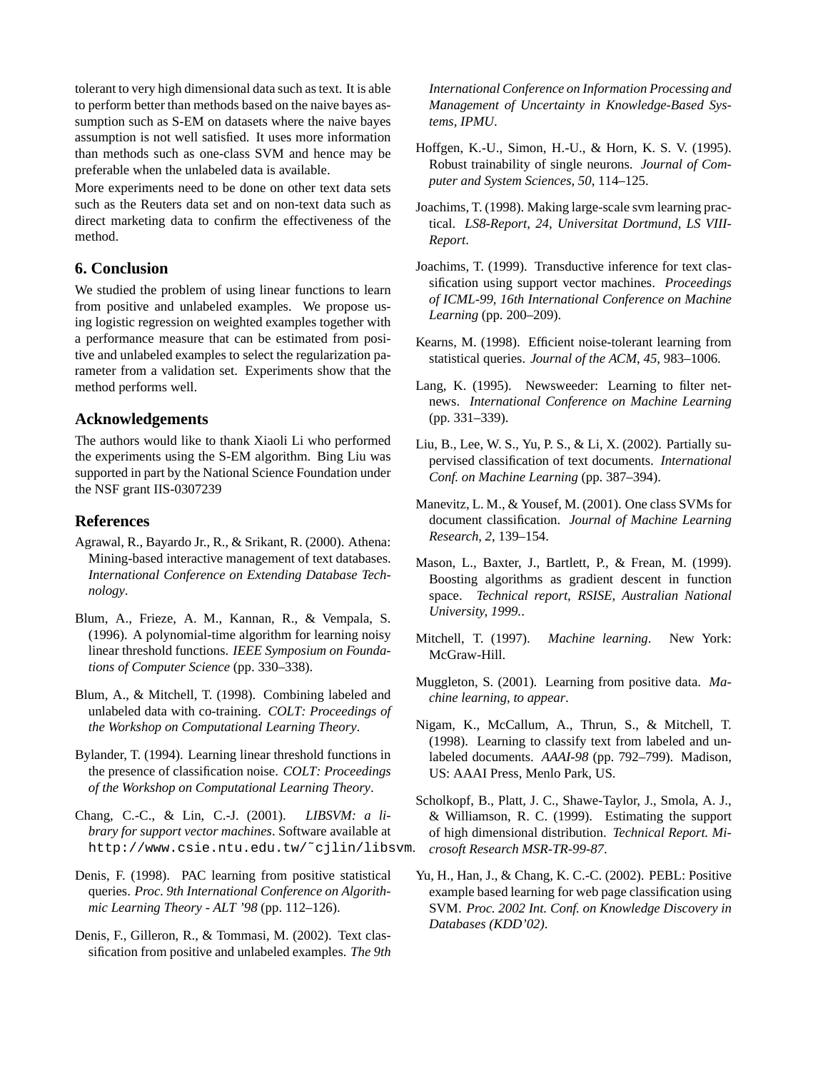tolerant to very high dimensional data such as text. It is able to perform better than methods based on the naive bayes assumption such as S-EM on datasets where the naive bayes assumption is not well satisfied. It uses more information than methods such as one-class SVM and hence may be preferable when the unlabeled data is available.

More experiments need to be done on other text data sets such as the Reuters data set and on non-text data such as direct marketing data to confirm the effectiveness of the method.

## 6. Conclusion

We studied the problem of using linear functions to learn from positive and unlabeled examples. We propose using logistic regression on weighted examples together with a performance measure that can be estimated from positive and unlabeled examples to select the regularization parameter from a validation set. Experiments show that the method performs well.

## Acknowledgements

The authors would like to thank Xiaoli Li who performed the experiments using the S-EM algorithm. Bing Liu was supported in part by the National Science Foundation under the NSF grant IIS-0307239

## References

Agrawal, R., Bayardo Jr., R., & Srikant, R. (2000). Athena: Mining-based interactive management of text databases. *International Conference on Extending Database Technology*.

Blum, A., Frieze, A. M., Kannan, R., & Vempala, S. (1996). A polynomial-time algorithm for learning noisy linear threshold functions. *IEEE Symposium on Foundations of Computer Science* (pp. 330–338).

Blum, A., & Mitchell, T. (1998). Combining labeled and unlabeled data with co-training. *COLT: Proceedings of the Workshop on Computational Learning Theory*.

Bylander, T. (1994). Learning linear threshold functions in the presence of classification noise. *COLT: Proceedings of the Workshop on Computational Learning Theory*.

Chang, C.-C., & Lin, C.-J. (2001). *LIBSVM: a library for support vector machines*. Software available at `http://www.csie.ntu.edu.tw/~cjlin/libsvm`.

Denis, F. (1998). PAC learning from positive statistical queries. *Proc. 9th International Conference on Algorithmic Learning Theory - ALT '98* (pp. 112–126).

Denis, F., Gilleron, R., & Tommasi, M. (2002). Text classification from positive and unlabeled examples. *The 9th International Conference on Information Processing and Management of Uncertainty in Knowledge-Based Systems, IPMU*.

Hoffgen, K.-U., Simon, H.-U., & Horn, K. S. V. (1995). Robust trainability of single neurons. *Journal of Computer and System Sciences, 50*, 114–125.

Joachims, T. (1998). Making large-scale svm learning practical. *LS8-Report, 24, Universitat Dortmund, LS VIII-Report*.

Joachims, T. (1999). Transductive inference for text classification using support vector machines. *Proceedings of ICML-99, 16th International Conference on Machine Learning* (pp. 200–209).

Kearns, M. (1998). Efficient noise-tolerant learning from statistical queries. *Journal of the ACM, 45*, 983–1006.

Lang, K. (1995). Newsweeder: Learning to filter netnews. *International Conference on Machine Learning* (pp. 331–339).

Liu, B., Lee, W. S., Yu, P. S., & Li, X. (2002). Partially supervised classification of text documents. *International Conf. on Machine Learning* (pp. 387–394).

Manevitz, L. M., & Yousef, M. (2001). One class SVMs for document classification. *Journal of Machine Learning Research, 2*, 139–154.

Mason, L., Baxter, J., Bartlett, P., & Frean, M. (1999). Boosting algorithms as gradient descent in function space. *Technical report, RSISE, Australian National University, 1999.*.

Mitchell, T. (1997). *Machine learning*. New York: McGraw-Hill.

Muggleton, S. (2001). Learning from positive data. *Machine learning, to appear*.

Nigam, K., McCallum, A., Thrun, S., & Mitchell, T. (1998). Learning to classify text from labeled and unlabeled documents. *AAAI-98* (pp. 792–799). Madison, US: AAAI Press, Menlo Park, US.

Scholkopf, B., Platt, J. C., Shawe-Taylor, J., Smola, A. J., & Williamson, R. C. (1999). Estimating the support of high dimensional distribution. *Technical Report. Microsoft Research MSR-TR-99-87*.

Yu, H., Han, J., & Chang, K. C.-C. (2002). PEBL: Positive example based learning for web page classification using SVM. *Proc. 2002 Int. Conf. on Knowledge Discovery in Databases (KDD'02)*.